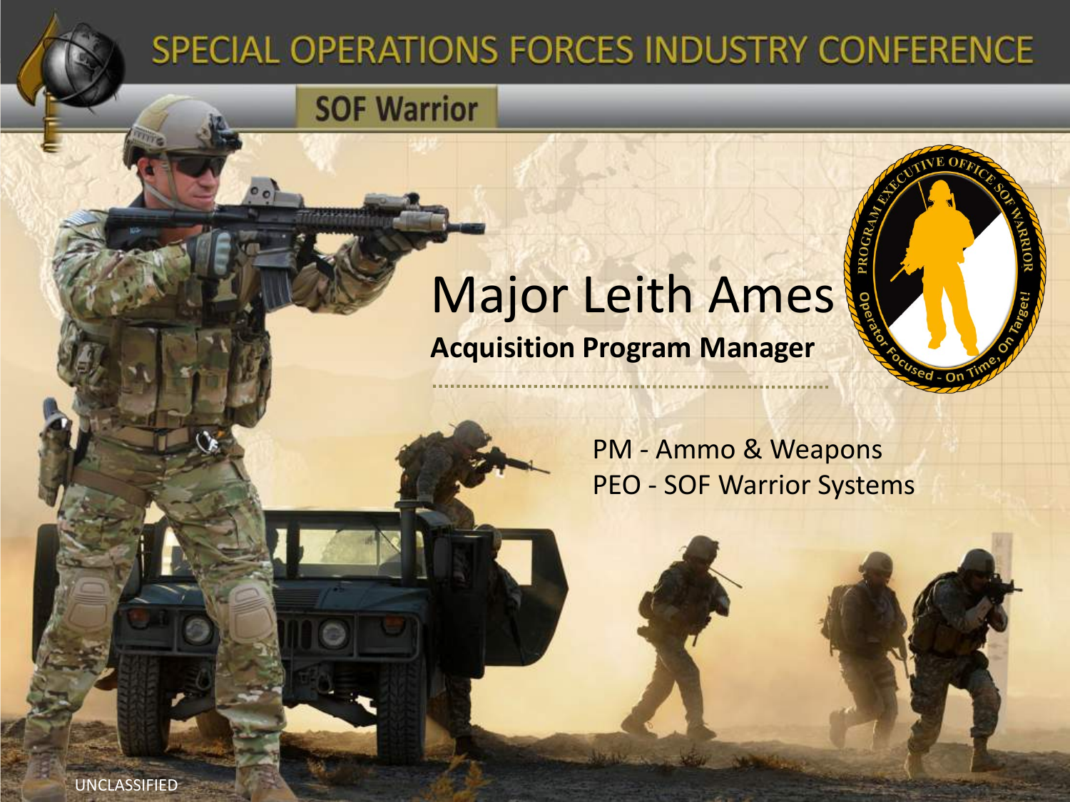# SPECIAL OPERATIONS FORCES INDUSTRY CONFERENCE

## SOF Warrior

# Major Leith Ames

**Acquisition Program Manager**

PM - Ammo & Weapons
PEO - SOF Warrior Systems

UNCLASSIFIED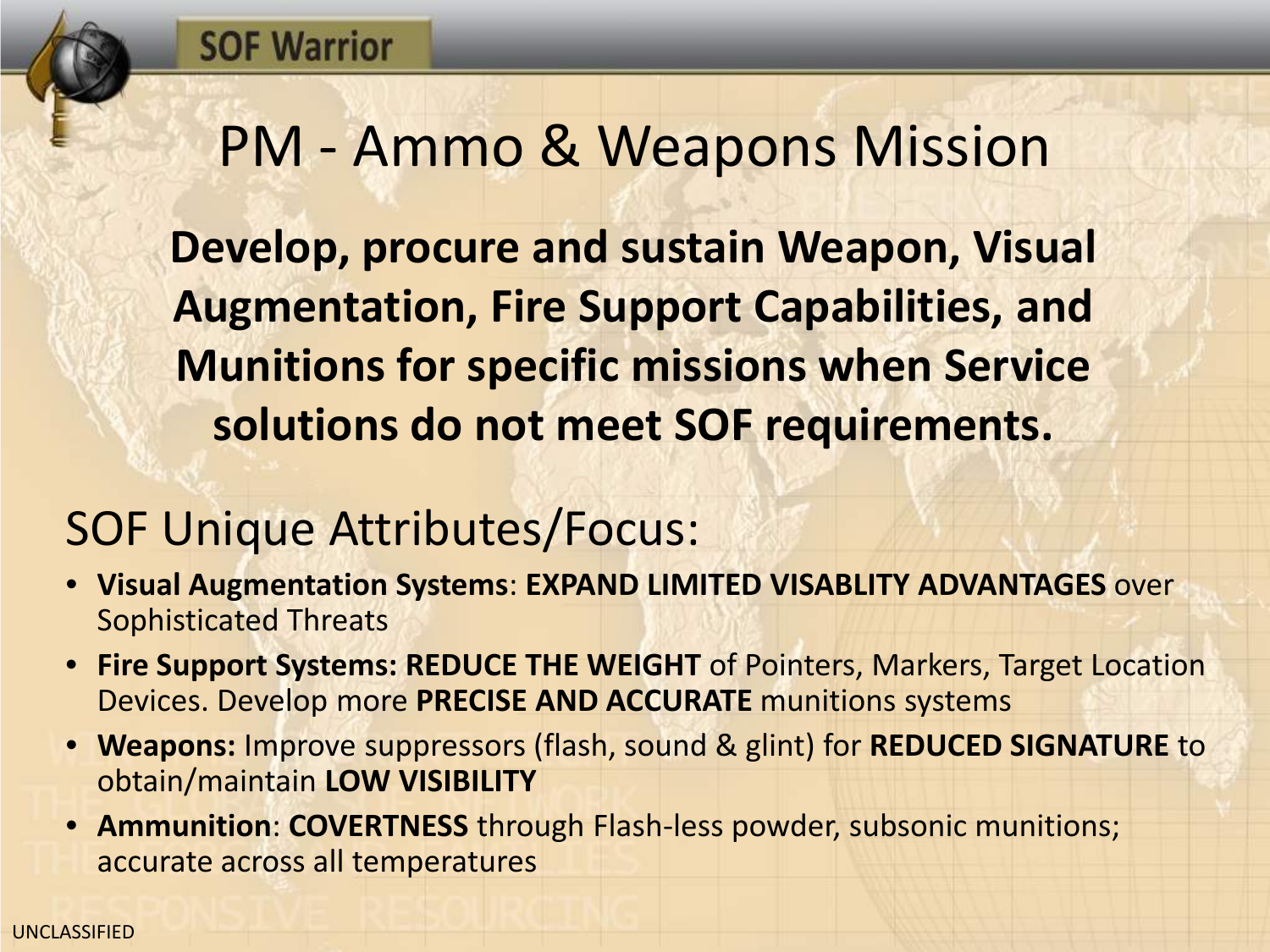# PM - Ammo & Weapons Mission

**Develop, procure and sustain Weapon, Visual Augmentation, Fire Support Capabilities, and Munitions for specific missions when Service solutions do not meet SOF requirements.**

## SOF Unique Attributes/Focus:

- **Visual Augmentation Systems**: **EXPAND LIMITED VISABLITY ADVANTAGES** over Sophisticated Threats
- **Fire Support Systems: REDUCE THE WEIGHT** of Pointers, Markers, Target Location Devices. Develop more **PRECISE AND ACCURATE** munitions systems
- **Weapons:** Improve suppressors (flash, sound & glint) for **REDUCED SIGNATURE** to obtain/maintain **LOW VISIBILITY**
- **Ammunition**: **COVERTNESS** through Flash-less powder, subsonic munitions; accurate across all temperatures

UNCLASSIFIED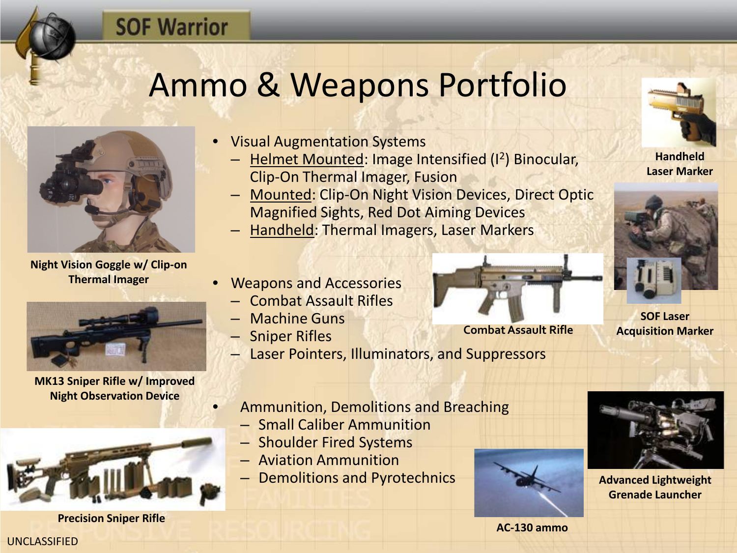# Ammo & Weapons Portfolio

- Visual Augmentation Systems
  - Helmet Mounted: Image Intensified ($I^2$) Binocular, Clip-On Thermal Imager, Fusion
  - Mounted: Clip-On Night Vision Devices, Direct Optic Magnified Sights, Red Dot Aiming Devices
  - Handheld: Thermal Imagers, Laser Markers

- Weapons and Accessories
  - Combat Assault Rifles
  - Machine Guns
  - Sniper Rifles
  - Laser Pointers, Illuminators, and Suppressors

- Ammunition, Demolitions and Breaching
  - Small Caliber Ammunition
  - Shoulder Fired Systems
  - Aviation Ammunition
  - Demolitions and Pyrotechnics

**Night Vision Goggle w/ Clip-on Thermal Imager**

**MK13 Sniper Rifle w/ Improved Night Observation Device**

**Precision Sniper Rifle**

**Handheld Laser Marker**

**Combat Assault Rifle**

**SOF Laser Acquisition Marker**

**Advanced Lightweight Grenade Launcher**

**AC-130 ammo**

UNCLASSIFIED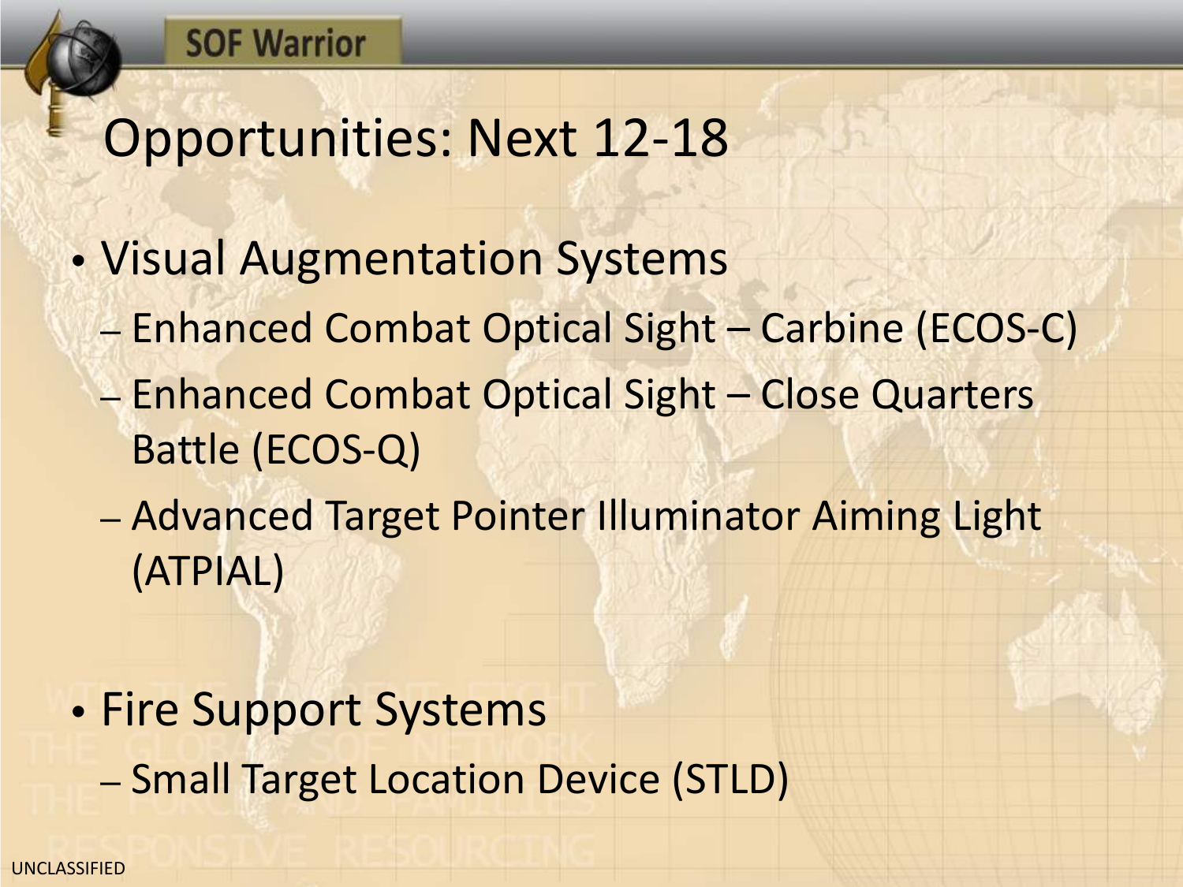# Opportunities: Next 12-18

- Visual Augmentation Systems
  - Enhanced Combat Optical Sight – Carbine (ECOS-C)
  - Enhanced Combat Optical Sight – Close Quarters Battle (ECOS-Q)
  - Advanced Target Pointer Illuminator Aiming Light (ATPIAL)

- Fire Support Systems
  - Small Target Location Device (STLD)

UNCLASSIFIED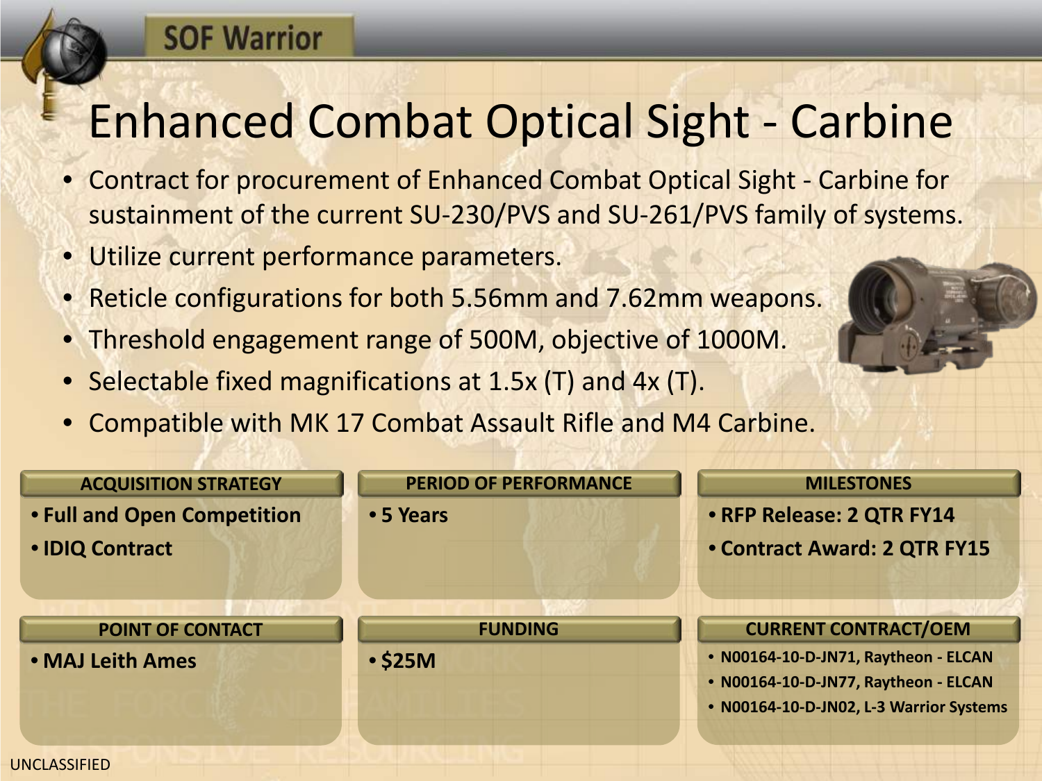# Enhanced Combat Optical Sight - Carbine

- Contract for procurement of Enhanced Combat Optical Sight - Carbine for sustainment of the current SU-230/PVS and SU-261/PVS family of systems.
- Utilize current performance parameters.
- Reticle configurations for both 5.56mm and 7.62mm weapons.
- Threshold engagement range of 500M, objective of 1000M.
- Selectable fixed magnifications at 1.5x (T) and 4x (T).
- Compatible with MK 17 Combat Assault Rifle and M4 Carbine.

**ACQUISITION STRATEGY**
- Full and Open Competition
- IDIQ Contract

**PERIOD OF PERFORMANCE**
- 5 Years

**MILESTONES**
- RFP Release: 2 QTR FY14
- Contract Award: 2 QTR FY15

**POINT OF CONTACT**
- MAJ Leith Ames

**FUNDING**
- $25M

**CURRENT CONTRACT/OEM**
- N00164-10-D-JN71, Raytheon - ELCAN
- N00164-10-D-JN77, Raytheon - ELCAN
- N00164-10-D-JN02, L-3 Warrior Systems

UNCLASSIFIED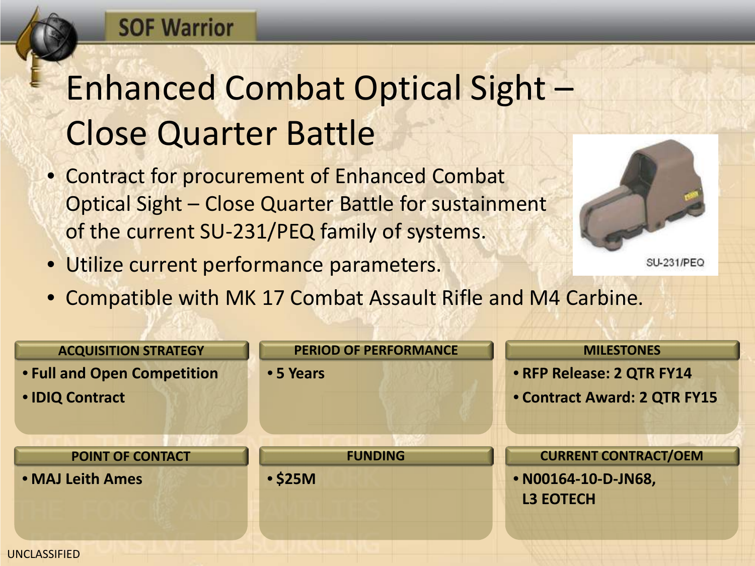# Enhanced Combat Optical Sight – Close Quarter Battle

- Contract for procurement of Enhanced Combat Optical Sight – Close Quarter Battle for sustainment of the current SU-231/PEQ family of systems.
- Utilize current performance parameters.
- Compatible with MK 17 Combat Assault Rifle and M4 Carbine.

SU-231/PEQ

| ACQUISITION STRATEGY | PERIOD OF PERFORMANCE | MILESTONES |
| --- | --- | --- |
| • Full and Open Competition<br>• IDIQ Contract | • 5 Years | • RFP Release: 2 QTR FY14<br>• Contract Award: 2 QTR FY15 |

| POINT OF CONTACT | FUNDING | CURRENT CONTRACT/OEM |
| --- | --- | --- |
| • MAJ Leith Ames | • $25M | • N00164-10-D-JN68, L3 EOTECH |

UNCLASSIFIED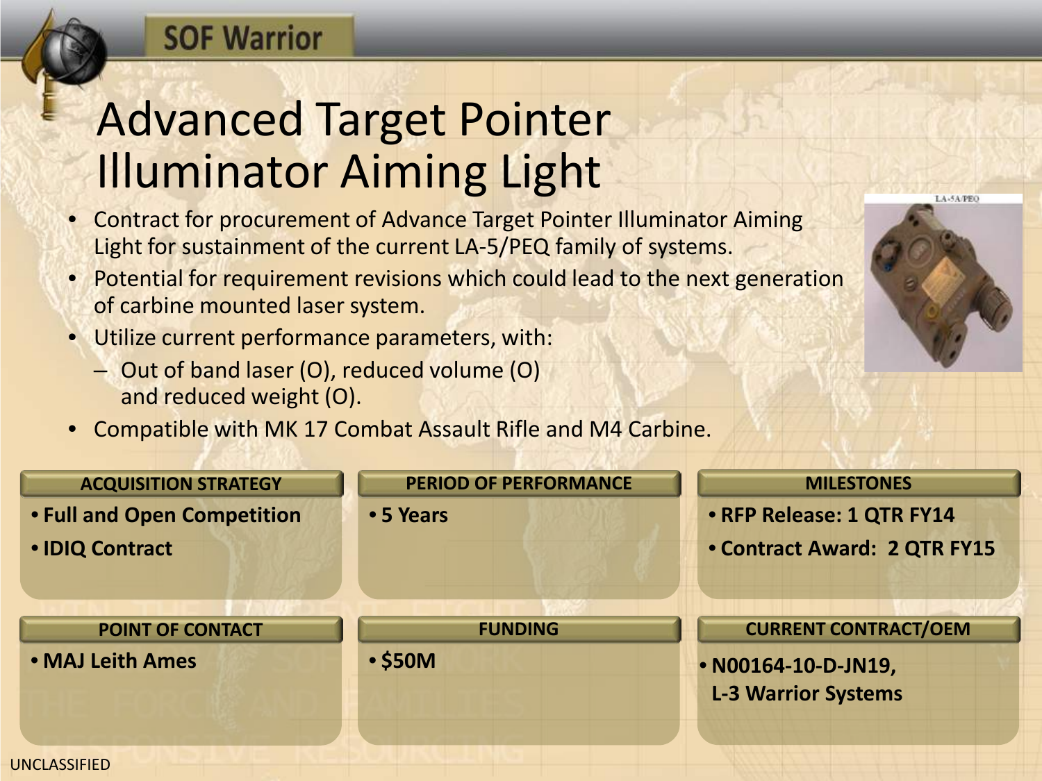# Advanced Target Pointer Illuminator Aiming Light

- Contract for procurement of Advance Target Pointer Illuminator Aiming Light for sustainment of the current LA-5/PEQ family of systems.
- Potential for requirement revisions which could lead to the next generation of carbine mounted laser system.
- Utilize current performance parameters, with:
  - Out of band laser (O), reduced volume (O) and reduced weight (O).
- Compatible with MK 17 Combat Assault Rifle and M4 Carbine.

| ACQUISITION STRATEGY | PERIOD OF PERFORMANCE | MILESTONES |
| --- | --- | --- |
| • Full and Open Competition<br>• IDIQ Contract | • 5 Years | • RFP Release: 1 QTR FY14<br>• Contract Award: 2 QTR FY15 |

| POINT OF CONTACT | FUNDING | CURRENT CONTRACT/OEM |
| --- | --- | --- |
| • MAJ Leith Ames | • $50M | • N00164-10-D-JN19, L-3 Warrior Systems |

UNCLASSIFIED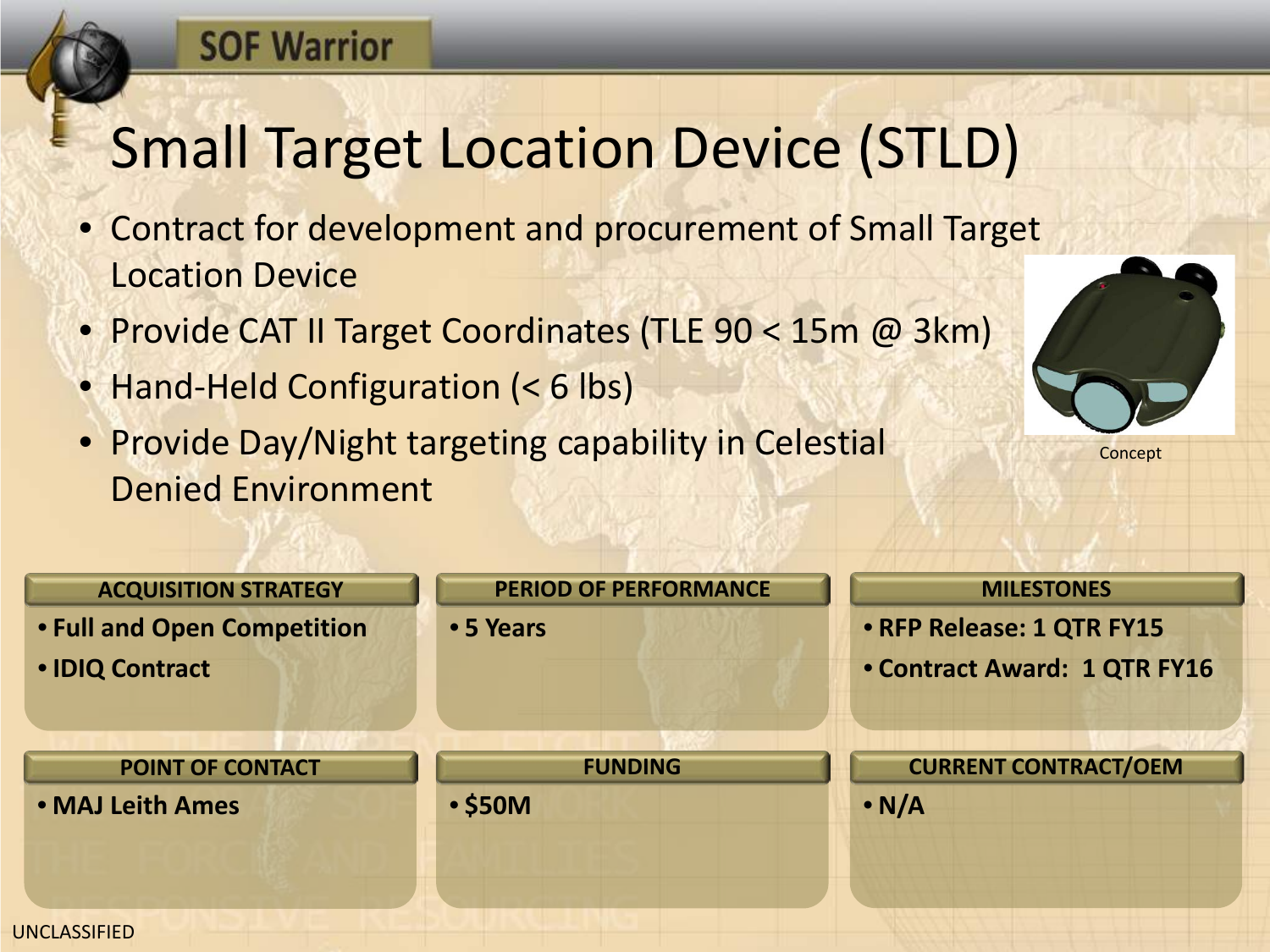SOF Warrior

# Small Target Location Device (STLD)

- Contract for development and procurement of Small Target Location Device
- Provide CAT II Target Coordinates (TLE 90 < 15m @ 3km)
- Hand-Held Configuration (< 6 lbs)
- Provide Day/Night targeting capability in Celestial Denied Environment

Concept

**ACQUISITION STRATEGY**

- **Full and Open Competition**
- **IDIQ Contract**

**PERIOD OF PERFORMANCE**

- **5 Years**

**MILESTONES**

- **RFP Release: 1 QTR FY15**
- **Contract Award: 1 QTR FY16**

**POINT OF CONTACT**

- **MAJ Leith Ames**

**FUNDING**

- **$50M**

**CURRENT CONTRACT/OEM**

- **N/A**

UNCLASSIFIED